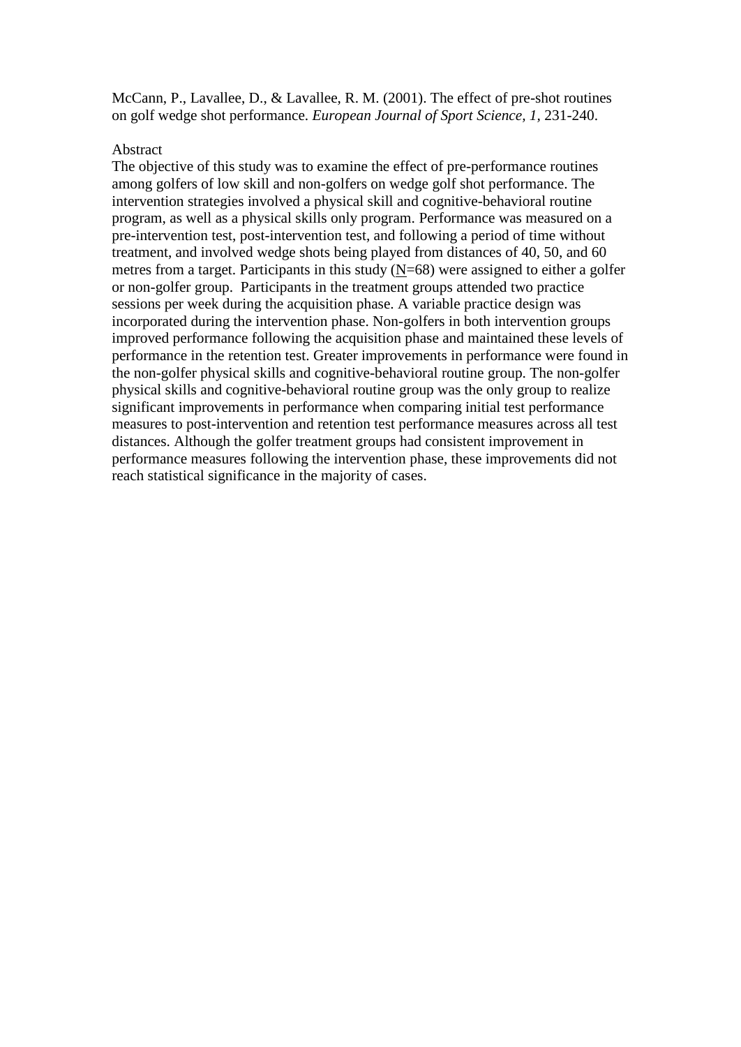McCann, P., Lavallee, D., & Lavallee, R. M. (2001). The effect of pre-shot routines on golf wedge shot performance. *European Journal of Sport Science, 1*, 231-240.

## Abstract

The objective of this study was to examine the effect of pre-performance routines among golfers of low skill and non-golfers on wedge golf shot performance. The intervention strategies involved a physical skill and cognitive-behavioral routine program, as well as a physical skills only program. Performance was measured on a pre-intervention test, post-intervention test, and following a period of time without treatment, and involved wedge shots being played from distances of 40, 50, and 60 metres from a target. Participants in this study (N=68) were assigned to either a golfer or non-golfer group. Participants in the treatment groups attended two practice sessions per week during the acquisition phase. A variable practice design was incorporated during the intervention phase. Non-golfers in both intervention groups improved performance following the acquisition phase and maintained these levels of performance in the retention test. Greater improvements in performance were found in the non-golfer physical skills and cognitive-behavioral routine group. The non-golfer physical skills and cognitive-behavioral routine group was the only group to realize significant improvements in performance when comparing initial test performance measures to post-intervention and retention test performance measures across all test distances. Although the golfer treatment groups had consistent improvement in performance measures following the intervention phase, these improvements did not reach statistical significance in the majority of cases.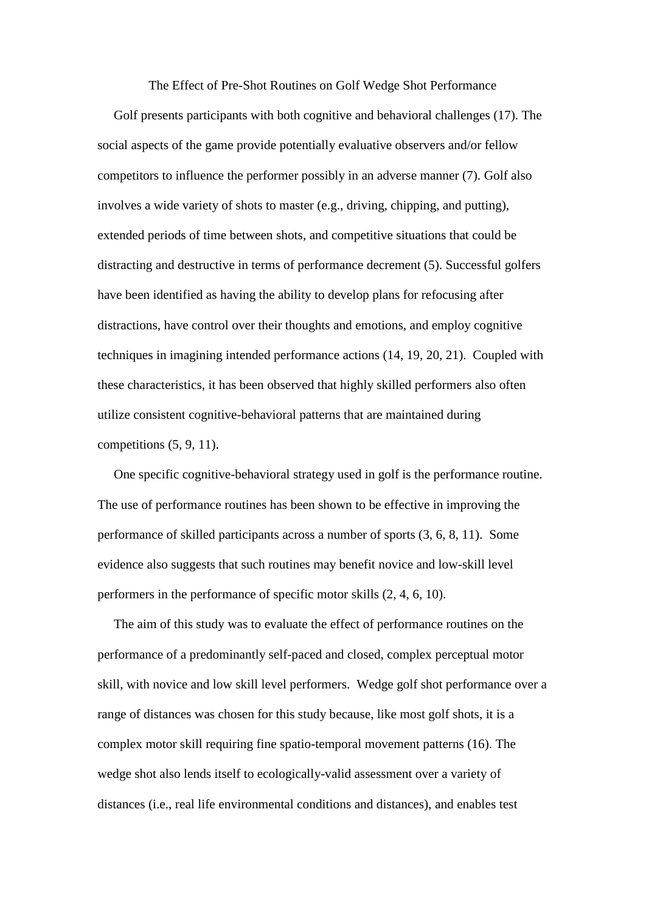# The Effect of Pre-Shot Routines on Golf Wedge Shot Performance

Golf presents participants with both cognitive and behavioral challenges (17). The social aspects of the game provide potentially evaluative observers and/or fellow competitors to influence the performer possibly in an adverse manner (7). Golf also involves a wide variety of shots to master (e.g., driving, chipping, and putting), extended periods of time between shots, and competitive situations that could be distracting and destructive in terms of performance decrement (5). Successful golfers have been identified as having the ability to develop plans for refocusing after distractions, have control over their thoughts and emotions, and employ cognitive techniques in imagining intended performance actions (14, 19, 20, 21). Coupled with these characteristics, it has been observed that highly skilled performers also often utilize consistent cognitive-behavioral patterns that are maintained during competitions (5, 9, 11).

One specific cognitive-behavioral strategy used in golf is the performance routine. The use of performance routines has been shown to be effective in improving the performance of skilled participants across a number of sports (3, 6, 8, 11). Some evidence also suggests that such routines may benefit novice and low-skill level performers in the performance of specific motor skills (2, 4, 6, 10).

The aim of this study was to evaluate the effect of performance routines on the performance of a predominantly self-paced and closed, complex perceptual motor skill, with novice and low skill level performers. Wedge golf shot performance over a range of distances was chosen for this study because, like most golf shots, it is a complex motor skill requiring fine spatio-temporal movement patterns (16). The wedge shot also lends itself to ecologically-valid assessment over a variety of distances (i.e., real life environmental conditions and distances), and enables test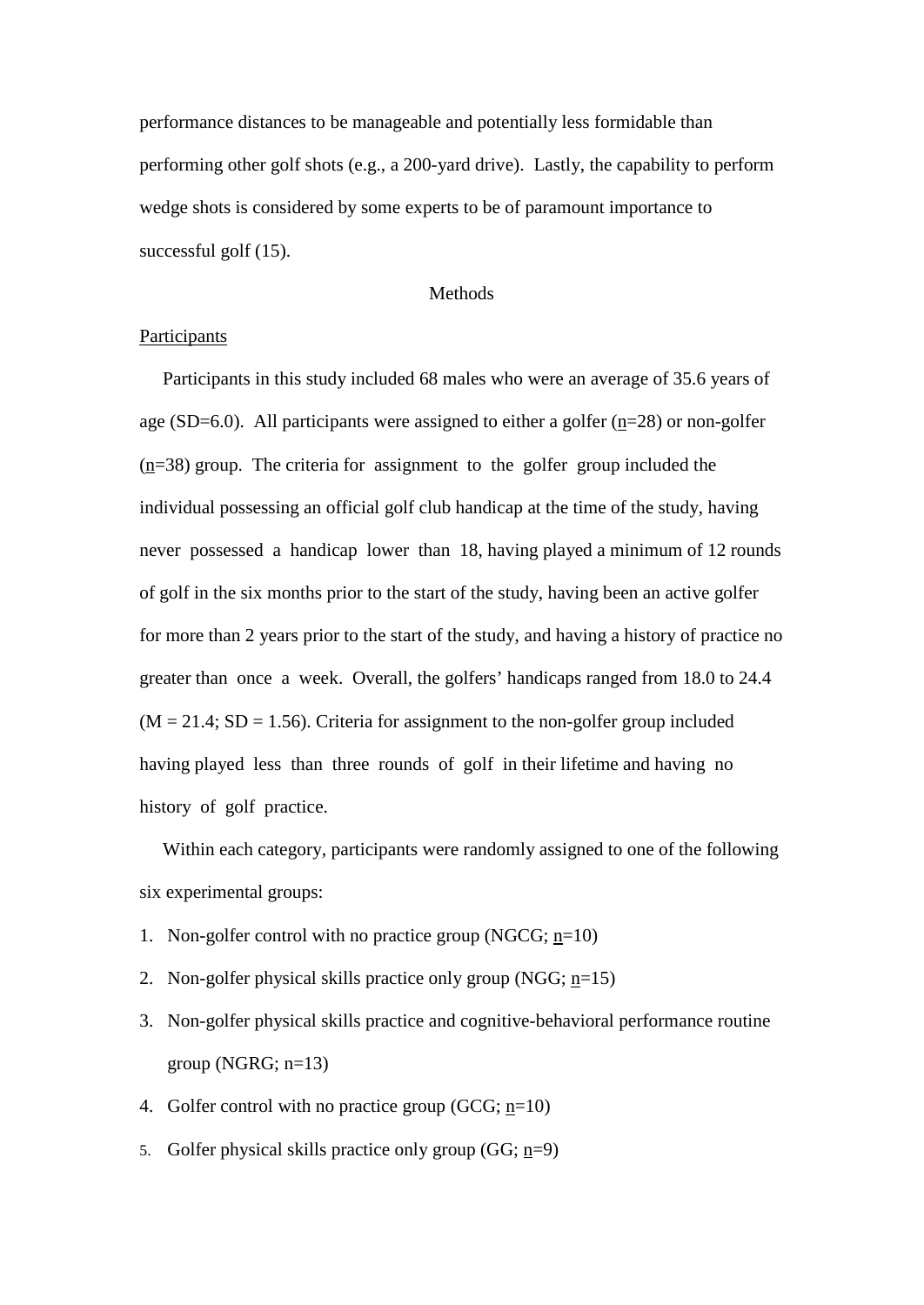performance distances to be manageable and potentially less formidable than performing other golf shots (e.g., a 200-yard drive). Lastly, the capability to perform wedge shots is considered by some experts to be of paramount importance to successful golf (15).

## Methods

### Participants

Participants in this study included 68 males who were an average of 35.6 years of age (SD=6.0). All participants were assigned to either a golfer (n=28) or non-golfer (n=38) group. The criteria for assignment to the golfer group included the individual possessing an official golf club handicap at the time of the study, having never possessed a handicap lower than 18, having played a minimum of 12 rounds of golf in the six months prior to the start of the study, having been an active golfer for more than 2 years prior to the start of the study, and having a history of practice no greater than once a week. Overall, the golfers' handicaps ranged from 18.0 to 24.4 (M = 21.4; SD = 1.56). Criteria for assignment to the non-golfer group included having played less than three rounds of golf in their lifetime and having no history of golf practice.

Within each category, participants were randomly assigned to one of the following six experimental groups:

1. Non-golfer control with no practice group (NGCG; n=10)
2. Non-golfer physical skills practice only group (NGG; n=15)
3. Non-golfer physical skills practice and cognitive-behavioral performance routine group (NGRG; n=13)
4. Golfer control with no practice group (GCG; n=10)
5. Golfer physical skills practice only group (GG; n=9)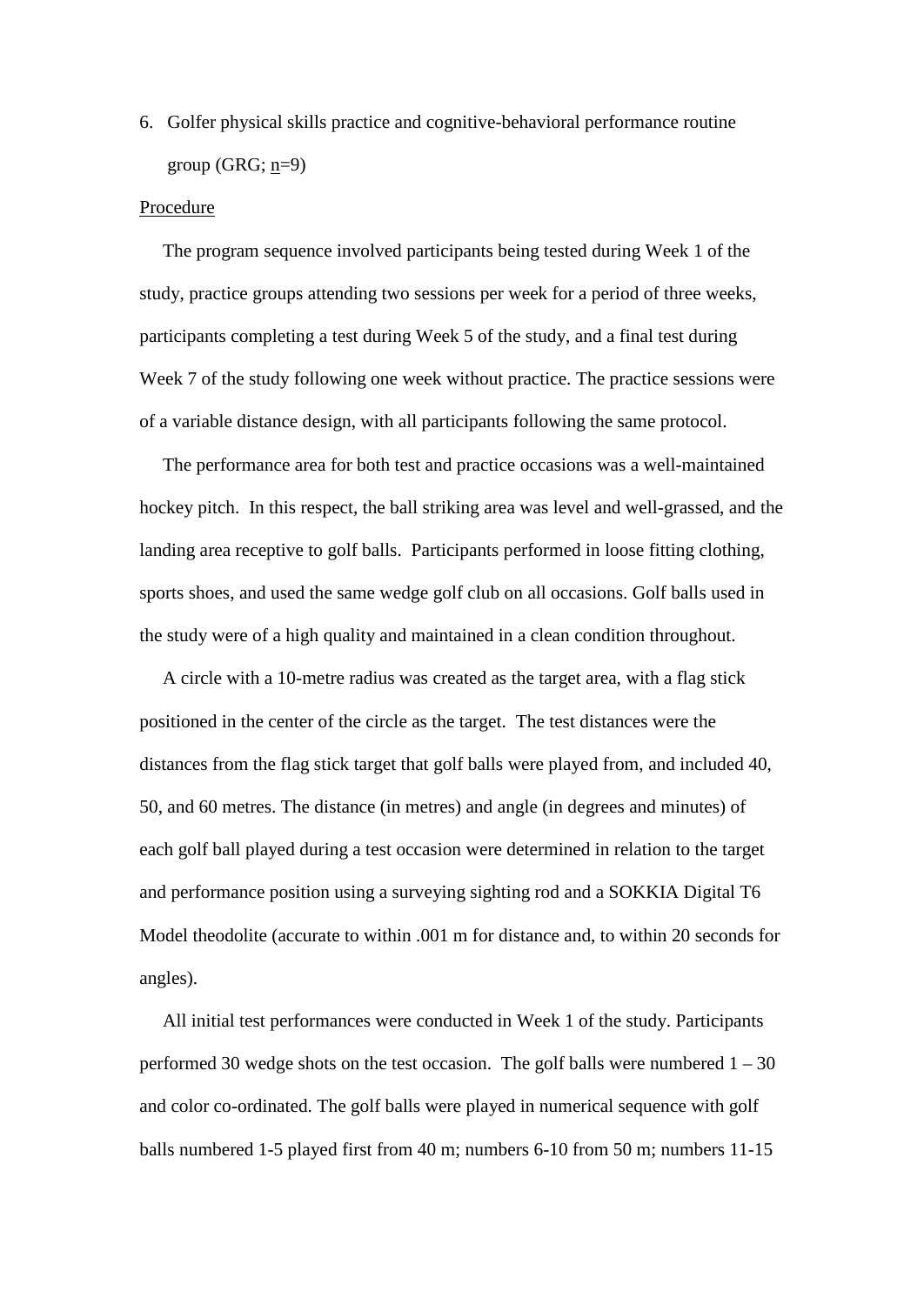6. Golfer physical skills practice and cognitive-behavioral performance routine group (GRG; n=9)

Procedure

The program sequence involved participants being tested during Week 1 of the study, practice groups attending two sessions per week for a period of three weeks, participants completing a test during Week 5 of the study, and a final test during Week 7 of the study following one week without practice. The practice sessions were of a variable distance design, with all participants following the same protocol.

The performance area for both test and practice occasions was a well-maintained hockey pitch. In this respect, the ball striking area was level and well-grassed, and the landing area receptive to golf balls. Participants performed in loose fitting clothing, sports shoes, and used the same wedge golf club on all occasions. Golf balls used in the study were of a high quality and maintained in a clean condition throughout.

A circle with a 10-metre radius was created as the target area, with a flag stick positioned in the center of the circle as the target. The test distances were the distances from the flag stick target that golf balls were played from, and included 40, 50, and 60 metres. The distance (in metres) and angle (in degrees and minutes) of each golf ball played during a test occasion were determined in relation to the target and performance position using a surveying sighting rod and a SOKKIA Digital T6 Model theodolite (accurate to within .001 m for distance and, to within 20 seconds for angles).

All initial test performances were conducted in Week 1 of the study. Participants performed 30 wedge shots on the test occasion. The golf balls were numbered 1 – 30 and color co-ordinated. The golf balls were played in numerical sequence with golf balls numbered 1-5 played first from 40 m; numbers 6-10 from 50 m; numbers 11-15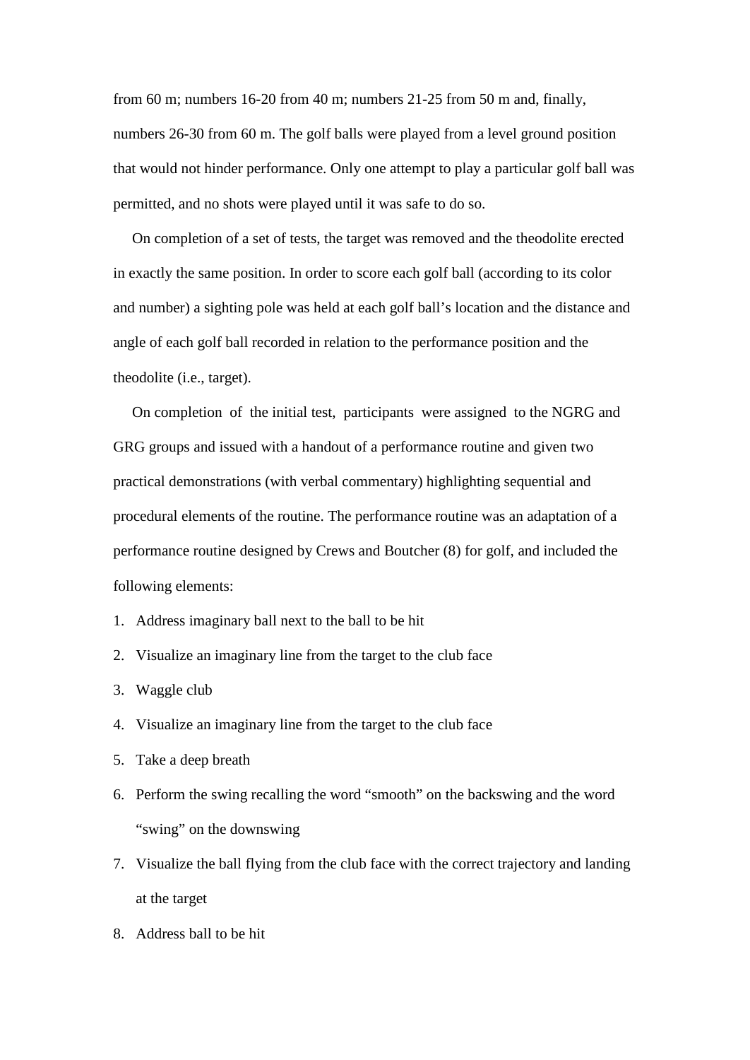from 60 m; numbers 16-20 from 40 m; numbers 21-25 from 50 m and, finally, numbers 26-30 from 60 m. The golf balls were played from a level ground position that would not hinder performance. Only one attempt to play a particular golf ball was permitted, and no shots were played until it was safe to do so.

On completion of a set of tests, the target was removed and the theodolite erected in exactly the same position. In order to score each golf ball (according to its color and number) a sighting pole was held at each golf ball's location and the distance and angle of each golf ball recorded in relation to the performance position and the theodolite (i.e., target).

On completion of the initial test, participants were assigned to the NGRG and GRG groups and issued with a handout of a performance routine and given two practical demonstrations (with verbal commentary) highlighting sequential and procedural elements of the routine. The performance routine was an adaptation of a performance routine designed by Crews and Boutcher (8) for golf, and included the following elements:

1. Address imaginary ball next to the ball to be hit
2. Visualize an imaginary line from the target to the club face
3. Waggle club
4. Visualize an imaginary line from the target to the club face
5. Take a deep breath
6. Perform the swing recalling the word "smooth" on the backswing and the word "swing" on the downswing
7. Visualize the ball flying from the club face with the correct trajectory and landing at the target
8. Address ball to be hit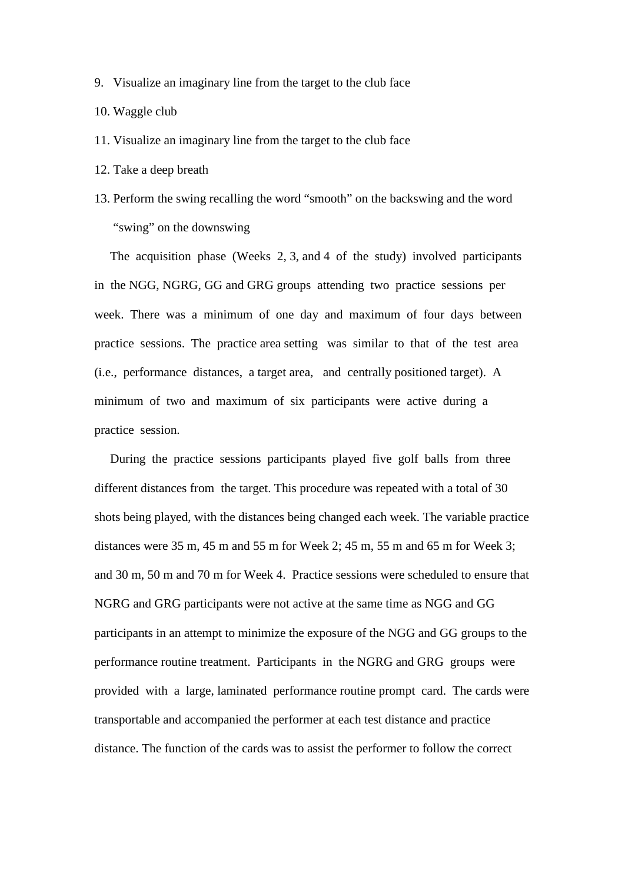9. Visualize an imaginary line from the target to the club face
10. Waggle club
11. Visualize an imaginary line from the target to the club face
12. Take a deep breath
13. Perform the swing recalling the word “smooth” on the backswing and the word “swing” on the downswing

The acquisition phase (Weeks 2, 3, and 4 of the study) involved participants in the NGG, NGRG, GG and GRG groups attending two practice sessions per week. There was a minimum of one day and maximum of four days between practice sessions. The practice area setting was similar to that of the test area (i.e., performance distances, a target area, and centrally positioned target). A minimum of two and maximum of six participants were active during a practice session.

During the practice sessions participants played five golf balls from three different distances from the target. This procedure was repeated with a total of 30 shots being played, with the distances being changed each week. The variable practice distances were 35 m, 45 m and 55 m for Week 2; 45 m, 55 m and 65 m for Week 3; and 30 m, 50 m and 70 m for Week 4. Practice sessions were scheduled to ensure that NGRG and GRG participants were not active at the same time as NGG and GG participants in an attempt to minimize the exposure of the NGG and GG groups to the performance routine treatment. Participants in the NGRG and GRG groups were provided with a large, laminated performance routine prompt card. The cards were transportable and accompanied the performer at each test distance and practice distance. The function of the cards was to assist the performer to follow the correct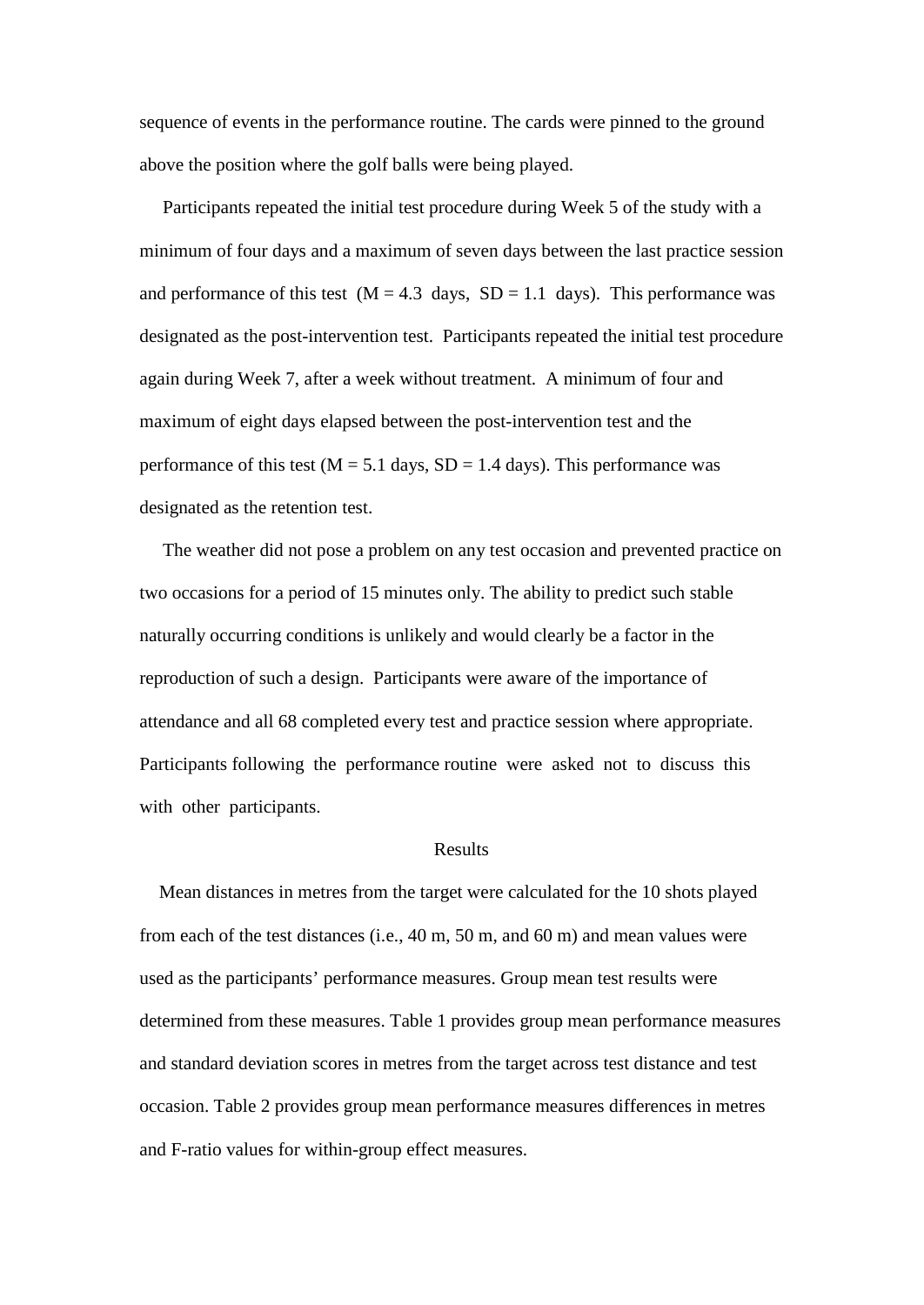sequence of events in the performance routine. The cards were pinned to the ground above the position where the golf balls were being played.

Participants repeated the initial test procedure during Week 5 of the study with a minimum of four days and a maximum of seven days between the last practice session and performance of this test (M = 4.3 days, SD = 1.1 days). This performance was designated as the post-intervention test. Participants repeated the initial test procedure again during Week 7, after a week without treatment. A minimum of four and maximum of eight days elapsed between the post-intervention test and the performance of this test (M = 5.1 days, SD = 1.4 days). This performance was designated as the retention test.

The weather did not pose a problem on any test occasion and prevented practice on two occasions for a period of 15 minutes only. The ability to predict such stable naturally occurring conditions is unlikely and would clearly be a factor in the reproduction of such a design. Participants were aware of the importance of attendance and all 68 completed every test and practice session where appropriate. Participants following the performance routine were asked not to discuss this with other participants.

## Results

Mean distances in metres from the target were calculated for the 10 shots played from each of the test distances (i.e., 40 m, 50 m, and 60 m) and mean values were used as the participants' performance measures. Group mean test results were determined from these measures. Table 1 provides group mean performance measures and standard deviation scores in metres from the target across test distance and test occasion. Table 2 provides group mean performance measures differences in metres and F-ratio values for within-group effect measures.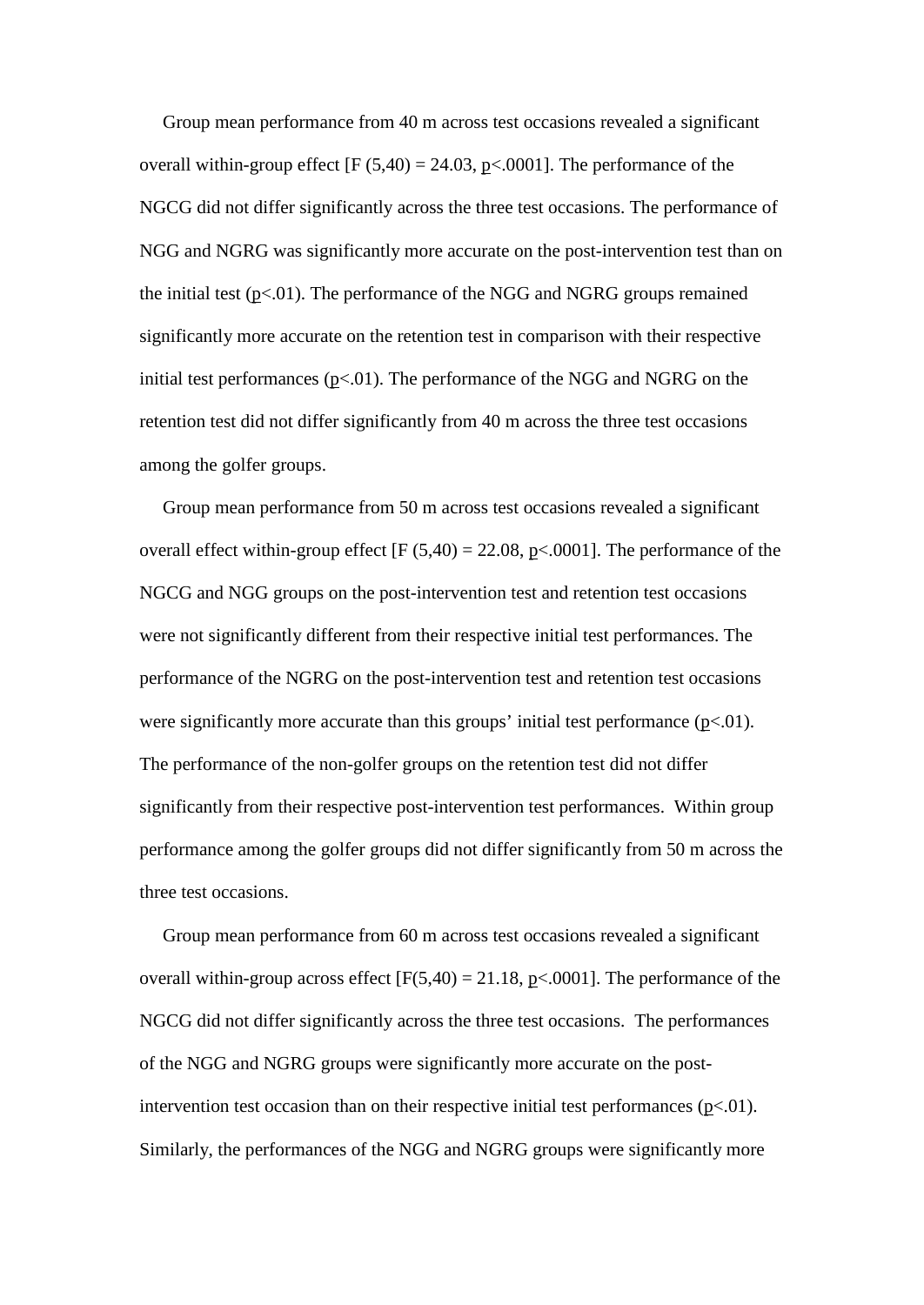Group mean performance from 40 m across test occasions revealed a significant overall within-group effect [$F(5,40) = 24.03$, $p<.0001$]. The performance of the NGCG did not differ significantly across the three test occasions. The performance of NGG and NGRG was significantly more accurate on the post-intervention test than on the initial test ($p<.01$). The performance of the NGG and NGRG groups remained significantly more accurate on the retention test in comparison with their respective initial test performances ($p<.01$). The performance of the NGG and NGRG on the retention test did not differ significantly from 40 m across the three test occasions among the golfer groups.

Group mean performance from 50 m across test occasions revealed a significant overall effect within-group effect [$F(5,40) = 22.08$, $p<.0001$]. The performance of the NGCG and NGG groups on the post-intervention test and retention test occasions were not significantly different from their respective initial test performances. The performance of the NGRG on the post-intervention test and retention test occasions were significantly more accurate than this groups' initial test performance ($p<.01$). The performance of the non-golfer groups on the retention test did not differ significantly from their respective post-intervention test performances. Within group performance among the golfer groups did not differ significantly from 50 m across the three test occasions.

Group mean performance from 60 m across test occasions revealed a significant overall within-group across effect [$F(5,40) = 21.18$, $p<.0001$]. The performance of the NGCG did not differ significantly across the three test occasions. The performances of the NGG and NGRG groups were significantly more accurate on the post-intervention test occasion than on their respective initial test performances ($p<.01$). Similarly, the performances of the NGG and NGRG groups were significantly more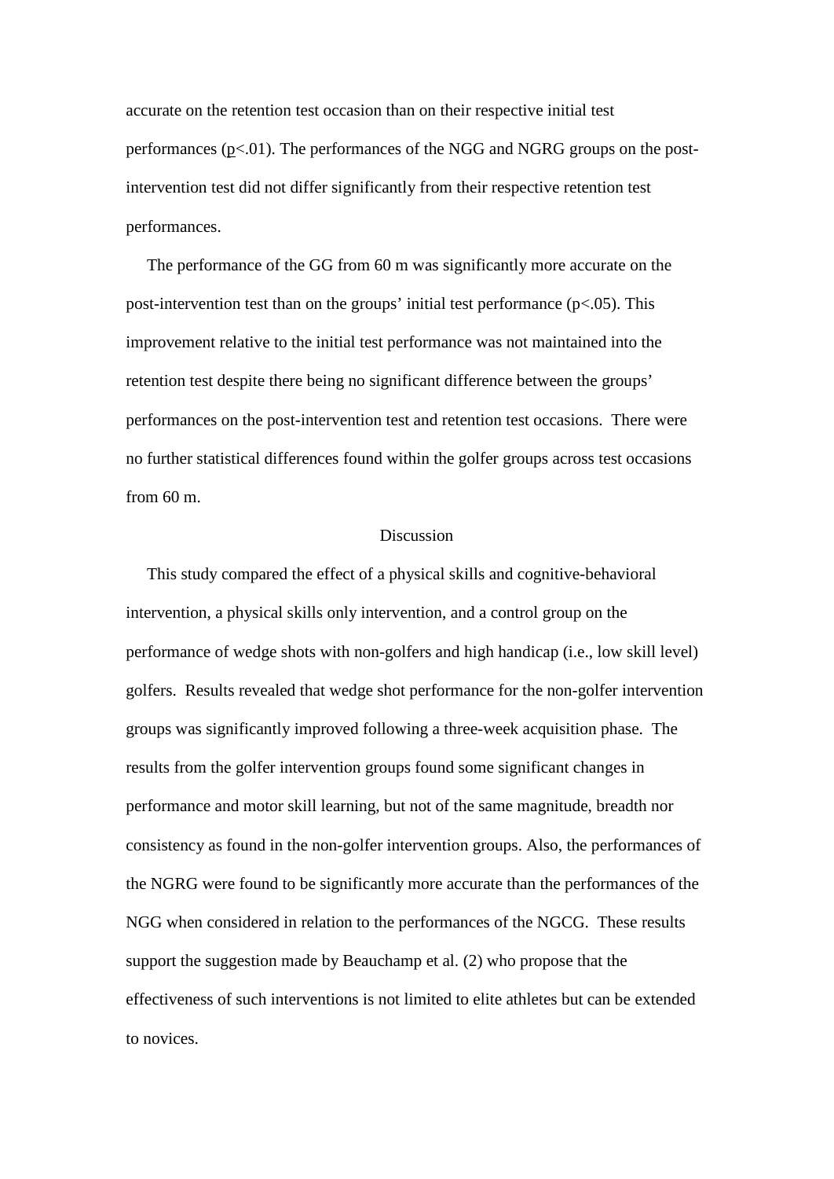accurate on the retention test occasion than on their respective initial test performances ($p<.01$). The performances of the NGG and NGRG groups on the post-intervention test did not differ significantly from their respective retention test performances.

The performance of the GG from 60 m was significantly more accurate on the post-intervention test than on the groups' initial test performance ($p<.05$). This improvement relative to the initial test performance was not maintained into the retention test despite there being no significant difference between the groups' performances on the post-intervention test and retention test occasions. There were no further statistical differences found within the golfer groups across test occasions from 60 m.

## Discussion

This study compared the effect of a physical skills and cognitive-behavioral intervention, a physical skills only intervention, and a control group on the performance of wedge shots with non-golfers and high handicap (i.e., low skill level) golfers. Results revealed that wedge shot performance for the non-golfer intervention groups was significantly improved following a three-week acquisition phase. The results from the golfer intervention groups found some significant changes in performance and motor skill learning, but not of the same magnitude, breadth nor consistency as found in the non-golfer intervention groups. Also, the performances of the NGRG were found to be significantly more accurate than the performances of the NGG when considered in relation to the performances of the NGCG. These results support the suggestion made by Beauchamp et al. (2) who propose that the effectiveness of such interventions is not limited to elite athletes but can be extended to novices.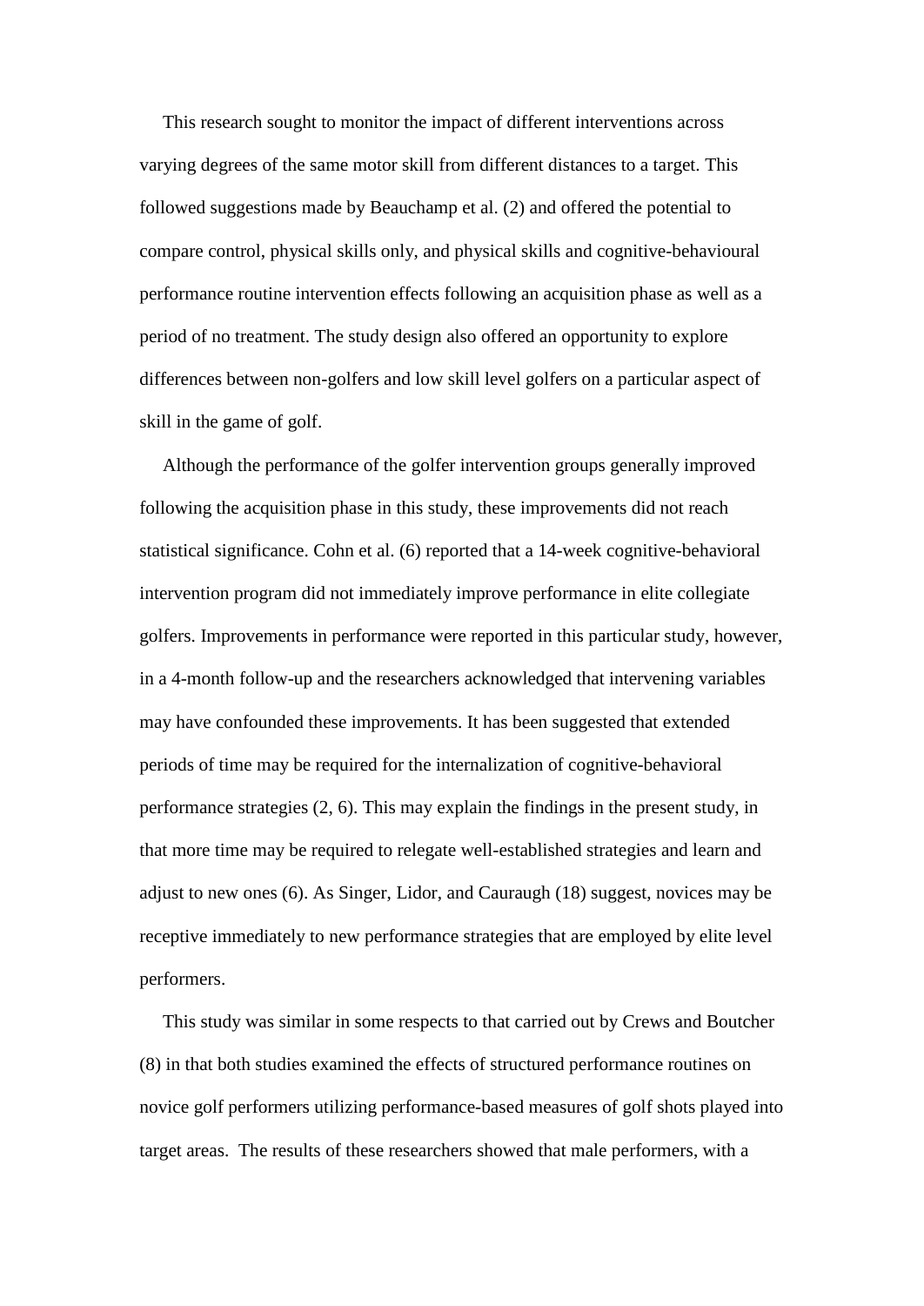This research sought to monitor the impact of different interventions across varying degrees of the same motor skill from different distances to a target. This followed suggestions made by Beauchamp et al. (2) and offered the potential to compare control, physical skills only, and physical skills and cognitive-behavioural performance routine intervention effects following an acquisition phase as well as a period of no treatment. The study design also offered an opportunity to explore differences between non-golfers and low skill level golfers on a particular aspect of skill in the game of golf.

Although the performance of the golfer intervention groups generally improved following the acquisition phase in this study, these improvements did not reach statistical significance. Cohn et al. (6) reported that a 14-week cognitive-behavioral intervention program did not immediately improve performance in elite collegiate golfers. Improvements in performance were reported in this particular study, however, in a 4-month follow-up and the researchers acknowledged that intervening variables may have confounded these improvements. It has been suggested that extended periods of time may be required for the internalization of cognitive-behavioral performance strategies (2, 6). This may explain the findings in the present study, in that more time may be required to relegate well-established strategies and learn and adjust to new ones (6). As Singer, Lidor, and Cauraugh (18) suggest, novices may be receptive immediately to new performance strategies that are employed by elite level performers.

This study was similar in some respects to that carried out by Crews and Boutcher (8) in that both studies examined the effects of structured performance routines on novice golf performers utilizing performance-based measures of golf shots played into target areas. The results of these researchers showed that male performers, with a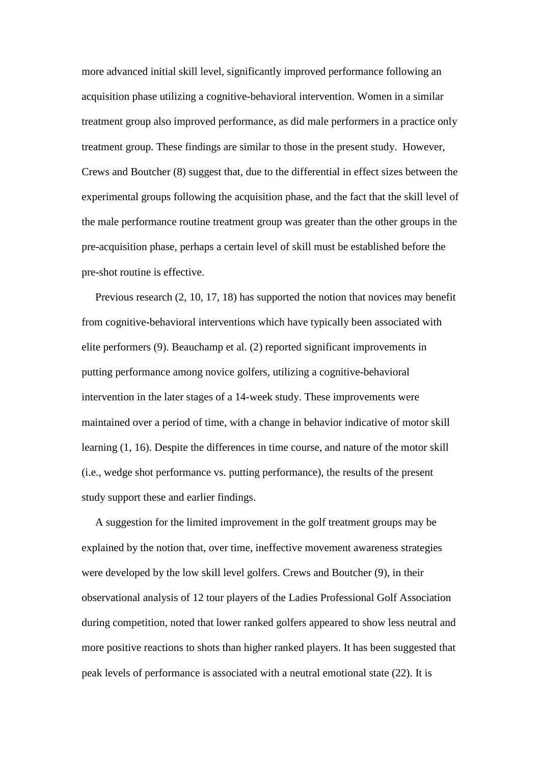more advanced initial skill level, significantly improved performance following an acquisition phase utilizing a cognitive-behavioral intervention. Women in a similar treatment group also improved performance, as did male performers in a practice only treatment group. These findings are similar to those in the present study. However, Crews and Boutcher (8) suggest that, due to the differential in effect sizes between the experimental groups following the acquisition phase, and the fact that the skill level of the male performance routine treatment group was greater than the other groups in the pre-acquisition phase, perhaps a certain level of skill must be established before the pre-shot routine is effective.

Previous research (2, 10, 17, 18) has supported the notion that novices may benefit from cognitive-behavioral interventions which have typically been associated with elite performers (9). Beauchamp et al. (2) reported significant improvements in putting performance among novice golfers, utilizing a cognitive-behavioral intervention in the later stages of a 14-week study. These improvements were maintained over a period of time, with a change in behavior indicative of motor skill learning (1, 16). Despite the differences in time course, and nature of the motor skill (i.e., wedge shot performance vs. putting performance), the results of the present study support these and earlier findings.

A suggestion for the limited improvement in the golf treatment groups may be explained by the notion that, over time, ineffective movement awareness strategies were developed by the low skill level golfers. Crews and Boutcher (9), in their observational analysis of 12 tour players of the Ladies Professional Golf Association during competition, noted that lower ranked golfers appeared to show less neutral and more positive reactions to shots than higher ranked players. It has been suggested that peak levels of performance is associated with a neutral emotional state (22). It is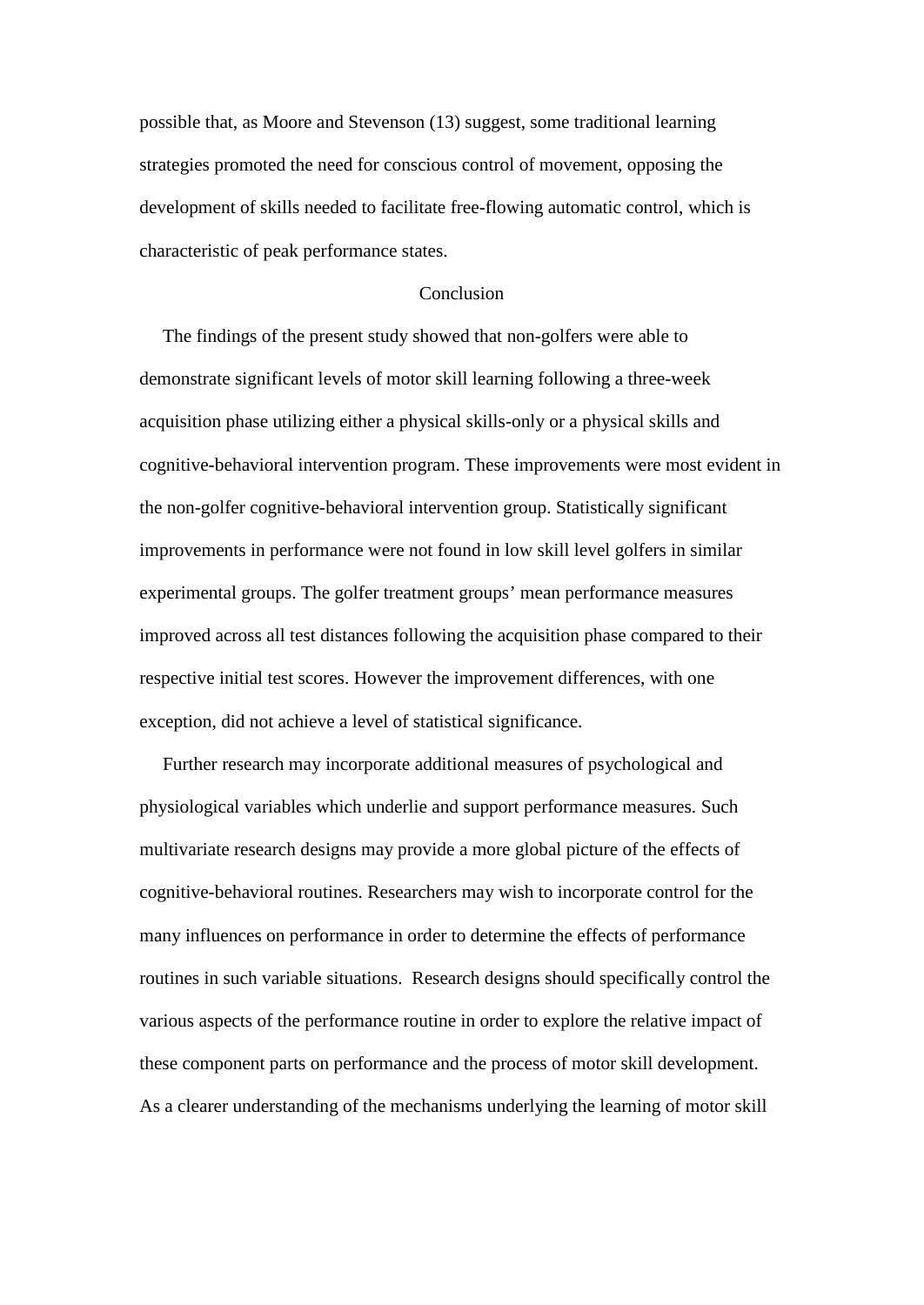possible that, as Moore and Stevenson (13) suggest, some traditional learning strategies promoted the need for conscious control of movement, opposing the development of skills needed to facilitate free-flowing automatic control, which is characteristic of peak performance states.

## Conclusion

The findings of the present study showed that non-golfers were able to demonstrate significant levels of motor skill learning following a three-week acquisition phase utilizing either a physical skills-only or a physical skills and cognitive-behavioral intervention program. These improvements were most evident in the non-golfer cognitive-behavioral intervention group. Statistically significant improvements in performance were not found in low skill level golfers in similar experimental groups. The golfer treatment groups' mean performance measures improved across all test distances following the acquisition phase compared to their respective initial test scores. However the improvement differences, with one exception, did not achieve a level of statistical significance.

Further research may incorporate additional measures of psychological and physiological variables which underlie and support performance measures. Such multivariate research designs may provide a more global picture of the effects of cognitive-behavioral routines. Researchers may wish to incorporate control for the many influences on performance in order to determine the effects of performance routines in such variable situations. Research designs should specifically control the various aspects of the performance routine in order to explore the relative impact of these component parts on performance and the process of motor skill development. As a clearer understanding of the mechanisms underlying the learning of motor skill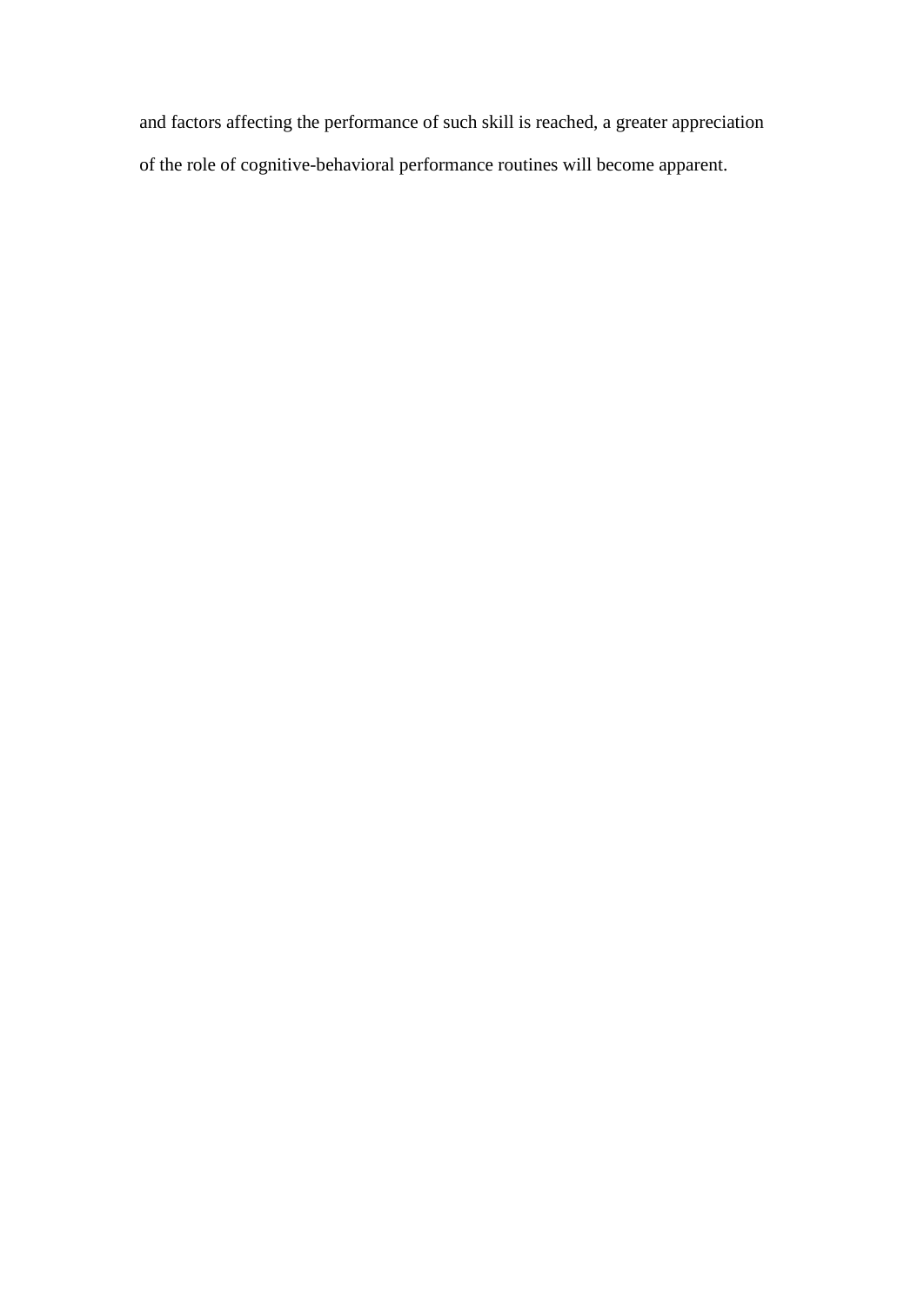and factors affecting the performance of such skill is reached, a greater appreciation of the role of cognitive-behavioral performance routines will become apparent.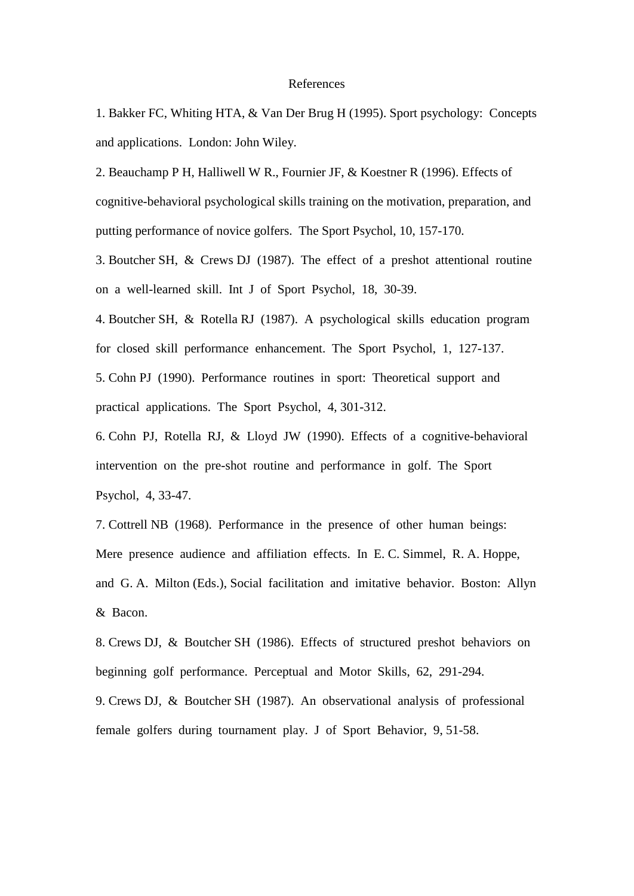# References

1. Bakker FC, Whiting HTA, & Van Der Brug H (1995). Sport psychology: Concepts and applications. London: John Wiley.

2. Beauchamp P H, Halliwell W R., Fournier JF, & Koestner R (1996). Effects of cognitive-behavioral psychological skills training on the motivation, preparation, and putting performance of novice golfers. The Sport Psychol, 10, 157-170.

3. Boutcher SH, & Crews DJ (1987). The effect of a preshot attentional routine on a well-learned skill. Int J of Sport Psychol, 18, 30-39.

4. Boutcher SH, & Rotella RJ (1987). A psychological skills education program for closed skill performance enhancement. The Sport Psychol, 1, 127-137.

5. Cohn PJ (1990). Performance routines in sport: Theoretical support and practical applications. The Sport Psychol, 4, 301-312.

6. Cohn PJ, Rotella RJ, & Lloyd JW (1990). Effects of a cognitive-behavioral intervention on the pre-shot routine and performance in golf. The Sport Psychol, 4, 33-47.

7. Cottrell NB (1968). Performance in the presence of other human beings: Mere presence audience and affiliation effects. In E. C. Simmel, R. A. Hoppe, and G. A. Milton (Eds.), Social facilitation and imitative behavior. Boston: Allyn & Bacon.

8. Crews DJ, & Boutcher SH (1986). Effects of structured preshot behaviors on beginning golf performance. Perceptual and Motor Skills, 62, 291-294.

9. Crews DJ, & Boutcher SH (1987). An observational analysis of professional female golfers during tournament play. J of Sport Behavior, 9, 51-58.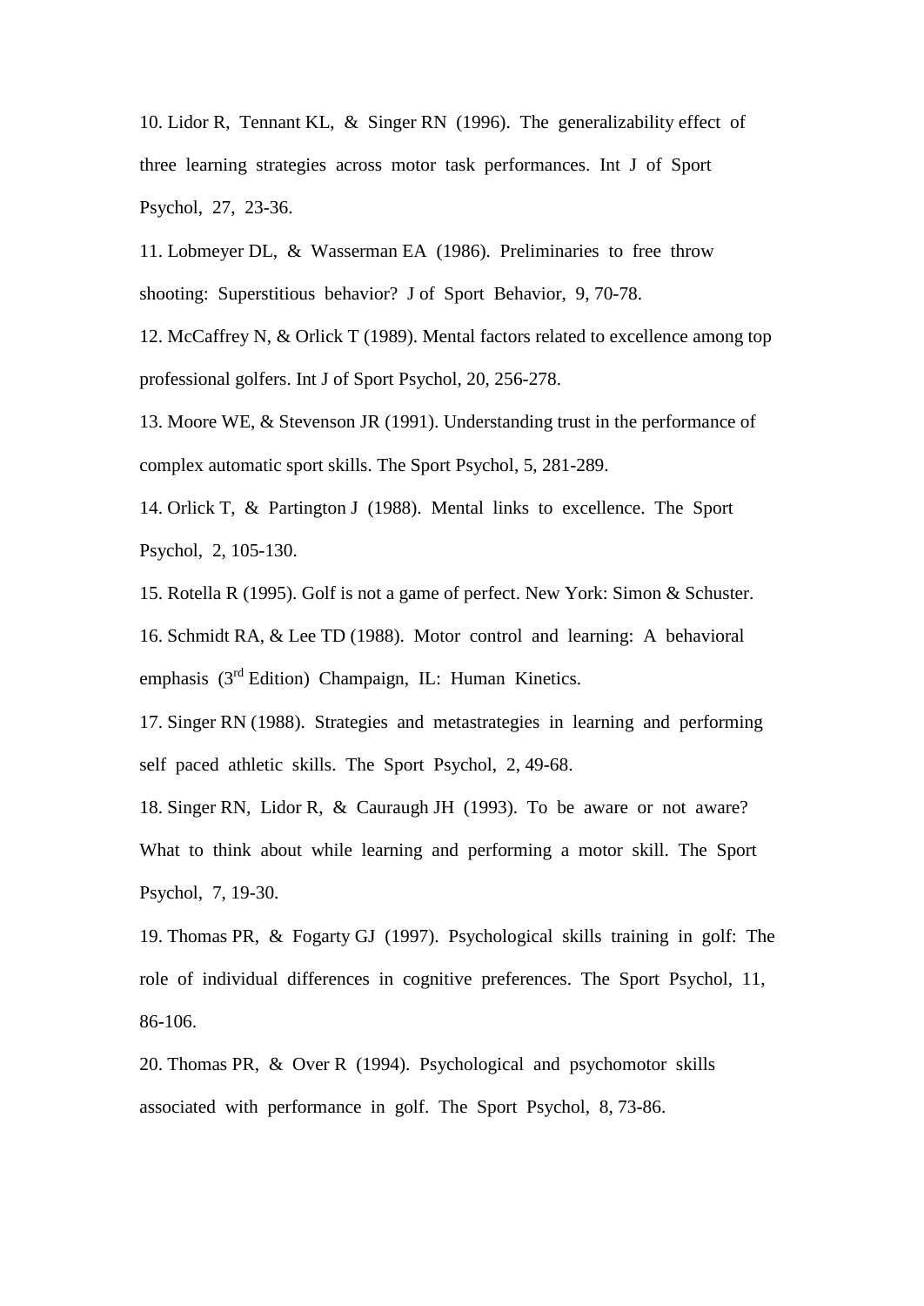10. Lidor R, Tennant KL, & Singer RN (1996). The generalizability effect of three learning strategies across motor task performances. Int J of Sport Psychol, 27, 23-36.

11. Lobmeyer DL, & Wasserman EA (1986). Preliminaries to free throw shooting: Superstitious behavior? J of Sport Behavior, 9, 70-78.

12. McCaffrey N, & Orlick T (1989). Mental factors related to excellence among top professional golfers. Int J of Sport Psychol, 20, 256-278.

13. Moore WE, & Stevenson JR (1991). Understanding trust in the performance of complex automatic sport skills. The Sport Psychol, 5, 281-289.

14. Orlick T, & Partington J (1988). Mental links to excellence. The Sport Psychol, 2, 105-130.

15. Rotella R (1995). Golf is not a game of perfect. New York: Simon & Schuster.

16. Schmidt RA, & Lee TD (1988). Motor control and learning: A behavioral emphasis (3rd Edition) Champaign, IL: Human Kinetics.

17. Singer RN (1988). Strategies and metastrategies in learning and performing self paced athletic skills. The Sport Psychol, 2, 49-68.

18. Singer RN, Lidor R, & Cauraugh JH (1993). To be aware or not aware? What to think about while learning and performing a motor skill. The Sport Psychol, 7, 19-30.

19. Thomas PR, & Fogarty GJ (1997). Psychological skills training in golf: The role of individual differences in cognitive preferences. The Sport Psychol, 11, 86-106.

20. Thomas PR, & Over R (1994). Psychological and psychomotor skills associated with performance in golf. The Sport Psychol, 8, 73-86.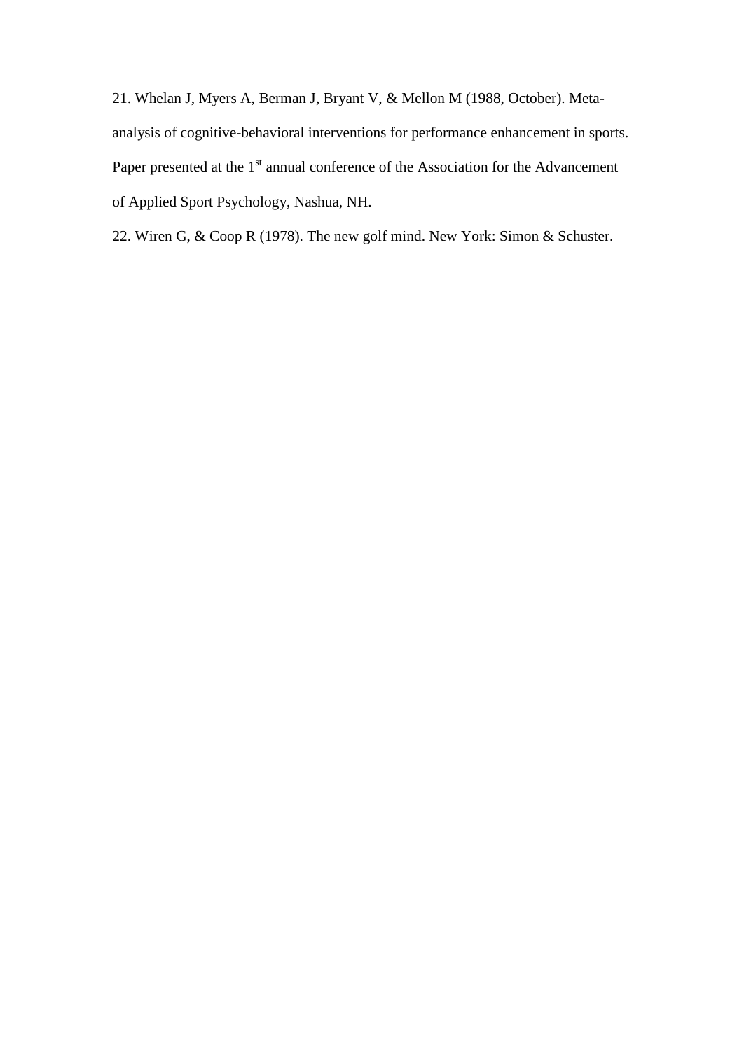21. Whelan J, Myers A, Berman J, Bryant V, & Mellon M (1988, October). Meta-analysis of cognitive-behavioral interventions for performance enhancement in sports. Paper presented at the 1st annual conference of the Association for the Advancement of Applied Sport Psychology, Nashua, NH.

22. Wiren G, & Coop R (1978). The new golf mind. New York: Simon & Schuster.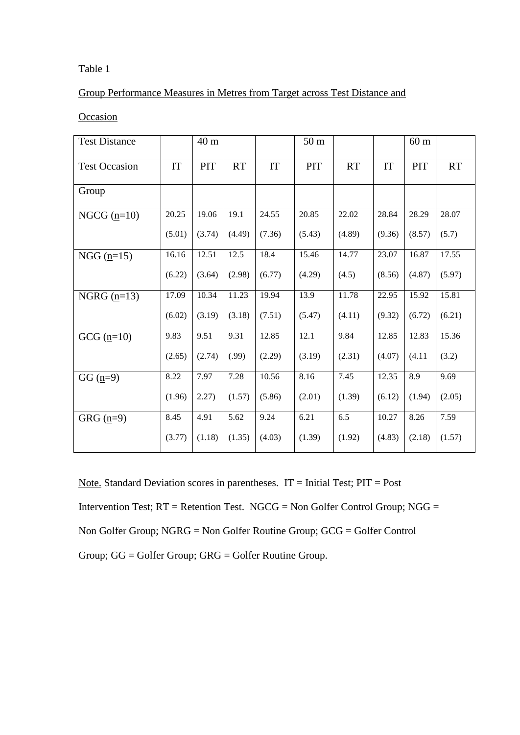Table 1

Group Performance Measures in Metres from Target across Test Distance and Occasion

| Test Distance | | 40 m | | | 50 m | | | 60 m | |
|---|---|---|---|---|---|---|---|---|---|
| Test Occasion | IT | PIT | RT | IT | PIT | RT | IT | PIT | RT |
| Group | | | | | | | | | |
| NGCG (n=10) | 20.25 (5.01) | 19.06 (3.74) | 19.1 (4.49) | 24.55 (7.36) | 20.85 (5.43) | 22.02 (4.89) | 28.84 (9.36) | 28.29 (8.57) | 28.07 (5.7) |
| NGG (n=15) | 16.16 (6.22) | 12.51 (3.64) | 12.5 (2.98) | 18.4 (6.77) | 15.46 (4.29) | 14.77 (4.5) | 23.07 (8.56) | 16.87 (4.87) | 17.55 (5.97) |
| NGRG (n=13) | 17.09 (6.02) | 10.34 (3.19) | 11.23 (3.18) | 19.94 (7.51) | 13.9 (5.47) | 11.78 (4.11) | 22.95 (9.32) | 15.92 (6.72) | 15.81 (6.21) |
| GCG (n=10) | 9.83 (2.65) | 9.51 (2.74) | 9.31 (.99) | 12.85 (2.29) | 12.1 (3.19) | 9.84 (2.31) | 12.85 (4.07) | 12.83 (4.11 | 15.36 (3.2) |
| GG (n=9) | 8.22 (1.96) | 7.97 2.27) | 7.28 (1.57) | 10.56 (5.86) | 8.16 (2.01) | 7.45 (1.39) | 12.35 (6.12) | 8.9 (1.94) | 9.69 (2.05) |
| GRG (n=9) | 8.45 (3.77) | 4.91 (1.18) | 5.62 (1.35) | 9.24 (4.03) | 6.21 (1.39) | 6.5 (1.92) | 10.27 (4.83) | 8.26 (2.18) | 7.59 (1.57) |

Note. Standard Deviation scores in parentheses. IT = Initial Test; PIT = Post Intervention Test; RT = Retention Test. NGCG = Non Golfer Control Group; NGG = Non Golfer Group; NGRG = Non Golfer Routine Group; GCG = Golfer Control Group; GG = Golfer Group; GRG = Golfer Routine Group.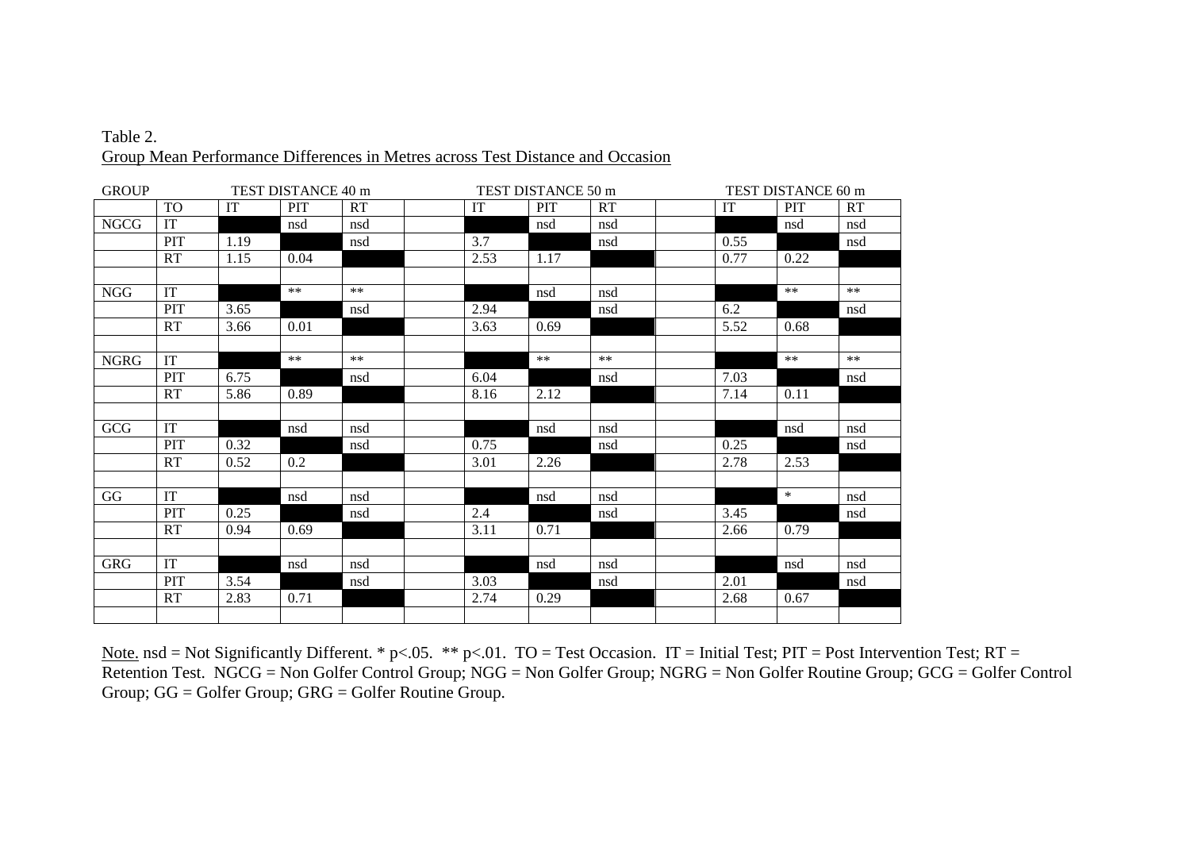Table 2.
Group Mean Performance Differences in Metres across Test Distance and Occasion

| GROUP | | TEST DISTANCE 40 m | | | | TEST DISTANCE 50 m | | | | TEST DISTANCE 60 m | | |
|---|---|---|---|---|---|---|---|---|---|---|---|---|
| | TO | IT | PIT | RT | | IT | PIT | RT | | IT | PIT | RT |
| NGCG | IT | | nsd | nsd | | | nsd | nsd | | | nsd | nsd |
| | PIT | 1.19 | | nsd | | 3.7 | | nsd | | 0.55 | | nsd |
| | RT | 1.15 | 0.04 | | | 2.53 | 1.17 | | | 0.77 | 0.22 | |
| | | | | | | | | | | | | |
| NGG | IT | | ** | ** | | | nsd | nsd | | | ** | ** |
| | PIT | 3.65 | | nsd | | 2.94 | | nsd | | 6.2 | | nsd |
| | RT | 3.66 | 0.01 | | | 3.63 | 0.69 | | | 5.52 | 0.68 | |
| | | | | | | | | | | | | |
| NGRG | IT | | ** | ** | | | ** | ** | | | ** | ** |
| | PIT | 6.75 | | nsd | | 6.04 | | nsd | | 7.03 | | nsd |
| | RT | 5.86 | 0.89 | | | 8.16 | 2.12 | | | 7.14 | 0.11 | |
| | | | | | | | | | | | | |
| GCG | IT | | nsd | nsd | | | nsd | nsd | | | nsd | nsd |
| | PIT | 0.32 | | nsd | | 0.75 | | nsd | | 0.25 | | nsd |
| | RT | 0.52 | 0.2 | | | 3.01 | 2.26 | | | 2.78 | 2.53 | |
| | | | | | | | | | | | | |
| GG | IT | | nsd | nsd | | | nsd | nsd | | | * | nsd |
| | PIT | 0.25 | | nsd | | 2.4 | | nsd | | 3.45 | | nsd |
| | RT | 0.94 | 0.69 | | | 3.11 | 0.71 | | | 2.66 | 0.79 | |
| | | | | | | | | | | | | |
| GRG | IT | | nsd | nsd | | | nsd | nsd | | | nsd | nsd |
| | PIT | 3.54 | | nsd | | 3.03 | | nsd | | 2.01 | | nsd |
| | RT | 2.83 | 0.71 | | | 2.74 | 0.29 | | | 2.68 | 0.67 | |

Note. nsd = Not Significantly Different. * $p<.05$. ** $p<.01$. TO = Test Occasion. IT = Initial Test; PIT = Post Intervention Test; RT = Retention Test. NGCG = Non Golfer Control Group; NGG = Non Golfer Group; NGRG = Non Golfer Routine Group; GCG = Golfer Control Group; GG = Golfer Group; GRG = Golfer Routine Group.